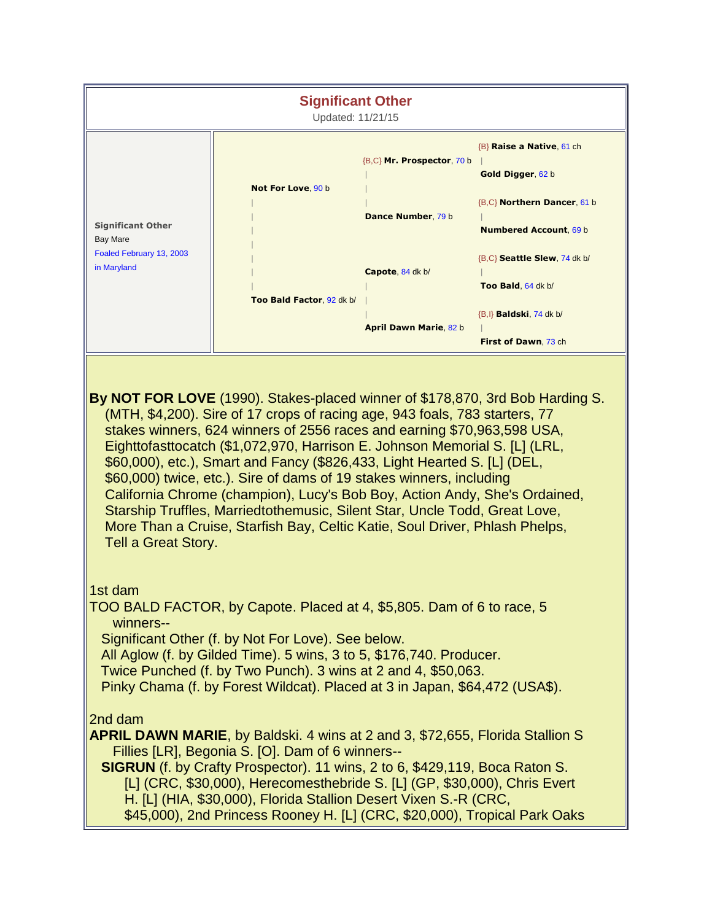# Significant Other

Updated: 11/21/15

| | | | |
|---|---|---|---|
| **Significant Other**<br>Bay Mare<br>Foaled February 13, 2003<br>in Maryland | **Not For Love**, 90 b | {B,C} **Mr. Prospector**, 70 b | {B} **Raise a Native**, 61 ch |
| | | | **Gold Digger**, 62 b |
| | | **Dance Number**, 79 b | {B,C} **Northern Dancer**, 61 b |
| | | | **Numbered Account**, 69 b |
| | **Too Bald Factor**, 92 dk b/ | **Capote**, 84 dk b/ | {B,C} **Seattle Slew**, 74 dk b/ |
| | | | **Too Bald**, 64 dk b/ |
| | | **April Dawn Marie**, 82 b | {B,I} **Baldski**, 74 dk b/ |
| | | | **First of Dawn**, 73 ch |

**By NOT FOR LOVE** (1990). Stakes-placed winner of $178,870, 3rd Bob Harding S. (MTH, $4,200). Sire of 17 crops of racing age, 943 foals, 783 starters, 77 stakes winners, 624 winners of 2556 races and earning $70,963,598 USA, Eighttofasttocatch ($1,072,970, Harrison E. Johnson Memorial S. [L] (LRL, $60,000), etc.), Smart and Fancy ($826,433, Light Hearted S. [L] (DEL, $60,000) twice, etc.). Sire of dams of 19 stakes winners, including California Chrome (champion), Lucy's Bob Boy, Action Andy, She's Ordained, Starship Truffles, Marriedtothemusic, Silent Star, Uncle Todd, Great Love, More Than a Cruise, Starfish Bay, Celtic Katie, Soul Driver, Phlash Phelps, Tell a Great Story.

1st dam

TOO BALD FACTOR, by Capote. Placed at 4, $5,805. Dam of 6 to race, 5 winners--

Significant Other (f. by Not For Love). See below.

All Aglow (f. by Gilded Time). 5 wins, 3 to 5, $176,740. Producer.

Twice Punched (f. by Two Punch). 3 wins at 2 and 4, $50,063.

Pinky Chama (f. by Forest Wildcat). Placed at 3 in Japan, $64,472 (USA$).

2nd dam

**APRIL DAWN MARIE**, by Baldski. 4 wins at 2 and 3, $72,655, Florida Stallion S Fillies [LR], Begonia S. [O]. Dam of 6 winners--

**SIGRUN** (f. by Crafty Prospector). 11 wins, 2 to 6, $429,119, Boca Raton S. [L] (CRC, $30,000), Herecomesthebride S. [L] (GP, $30,000), Chris Evert H. [L] (HIA, $30,000), Florida Stallion Desert Vixen S.-R (CRC, $45,000), 2nd Princess Rooney H. [L] (CRC, $20,000), Tropical Park Oaks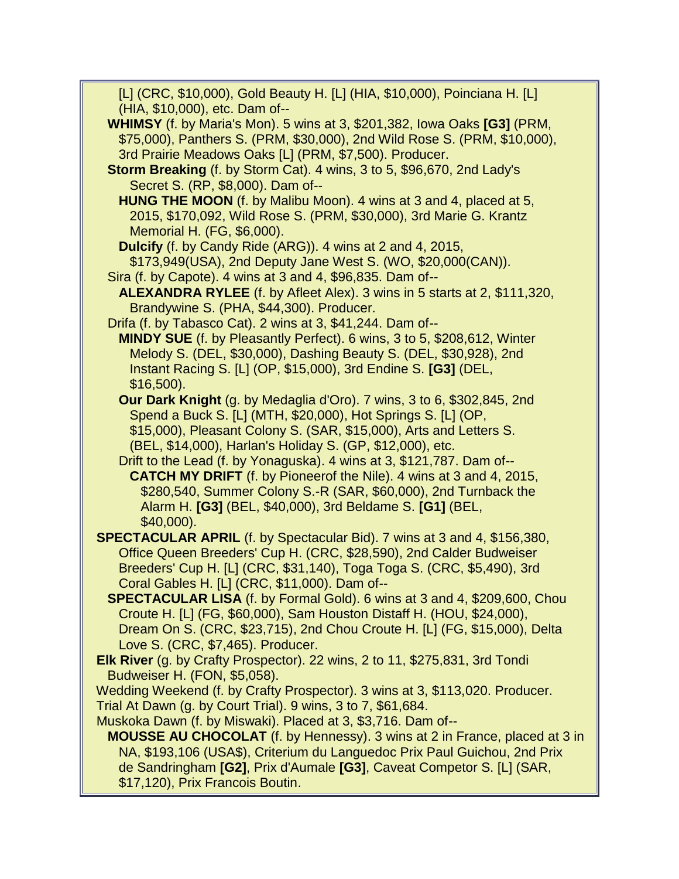[L] (CRC, $10,000), Gold Beauty H. [L] (HIA, $10,000), Poinciana H. [L] (HIA, $10,000), etc. Dam of--

**WHIMSY** (f. by Maria's Mon). 5 wins at 3, $201,382, Iowa Oaks **[G3]** (PRM, $75,000), Panthers S. (PRM, $30,000), 2nd Wild Rose S. (PRM, $10,000), 3rd Prairie Meadows Oaks [L] (PRM, $7,500). Producer.

**Storm Breaking** (f. by Storm Cat). 4 wins, 3 to 5, $96,670, 2nd Lady's Secret S. (RP, $8,000). Dam of--

**HUNG THE MOON** (f. by Malibu Moon). 4 wins at 3 and 4, placed at 5, 2015, $170,092, Wild Rose S. (PRM, $30,000), 3rd Marie G. Krantz Memorial H. (FG, $6,000).

**Dulcify** (f. by Candy Ride (ARG)). 4 wins at 2 and 4, 2015, $173,949(USA), 2nd Deputy Jane West S. (WO, $20,000(CAN)).

Sira (f. by Capote). 4 wins at 3 and 4, $96,835. Dam of--

**ALEXANDRA RYLEE** (f. by Afleet Alex). 3 wins in 5 starts at 2, $111,320, Brandywine S. (PHA, $44,300). Producer.

Drifa (f. by Tabasco Cat). 2 wins at 3, $41,244. Dam of--

**MINDY SUE** (f. by Pleasantly Perfect). 6 wins, 3 to 5, $208,612, Winter Melody S. (DEL, $30,000), Dashing Beauty S. (DEL, $30,928), 2nd Instant Racing S. [L] (OP, $15,000), 3rd Endine S. **[G3]** (DEL, $16,500).

**Our Dark Knight** (g. by Medaglia d'Oro). 7 wins, 3 to 6, $302,845, 2nd Spend a Buck S. [L] (MTH, $20,000), Hot Springs S. [L] (OP, $15,000), Pleasant Colony S. (SAR, $15,000), Arts and Letters S. (BEL, $14,000), Harlan's Holiday S. (GP, $12,000), etc.

Drift to the Lead (f. by Yonaguska). 4 wins at 3, $121,787. Dam of--

**CATCH MY DRIFT** (f. by Pioneerof the Nile). 4 wins at 3 and 4, 2015, $280,540, Summer Colony S.-R (SAR, $60,000), 2nd Turnback the Alarm H. **[G3]** (BEL, $40,000), 3rd Beldame S. **[G1]** (BEL, $40,000).

**SPECTACULAR APRIL** (f. by Spectacular Bid). 7 wins at 3 and 4, $156,380, Office Queen Breeders' Cup H. (CRC, $28,590), 2nd Calder Budweiser Breeders' Cup H. [L] (CRC, $31,140), Toga Toga S. (CRC, $5,490), 3rd Coral Gables H. [L] (CRC, $11,000). Dam of--

**SPECTACULAR LISA** (f. by Formal Gold). 6 wins at 3 and 4, $209,600, Chou Croute H. [L] (FG, $60,000), Sam Houston Distaff H. (HOU, $24,000), Dream On S. (CRC, $23,715), 2nd Chou Croute H. [L] (FG, $15,000), Delta Love S. (CRC, $7,465). Producer.

**Elk River** (g. by Crafty Prospector). 22 wins, 2 to 11, $275,831, 3rd Tondi Budweiser H. (FON, $5,058).

Wedding Weekend (f. by Crafty Prospector). 3 wins at 3, $113,020. Producer.

Trial At Dawn (g. by Court Trial). 9 wins, 3 to 7, $61,684.

Muskoka Dawn (f. by Miswaki). Placed at 3, $3,716. Dam of--

**MOUSSE AU CHOCOLAT** (f. by Hennessy). 3 wins at 2 in France, placed at 3 in NA, $193,106 (USA$), Criterium du Languedoc Prix Paul Guichou, 2nd Prix de Sandringham **[G2]**, Prix d'Aumale **[G3]**, Caveat Competor S. [L] (SAR, $17,120), Prix Francois Boutin.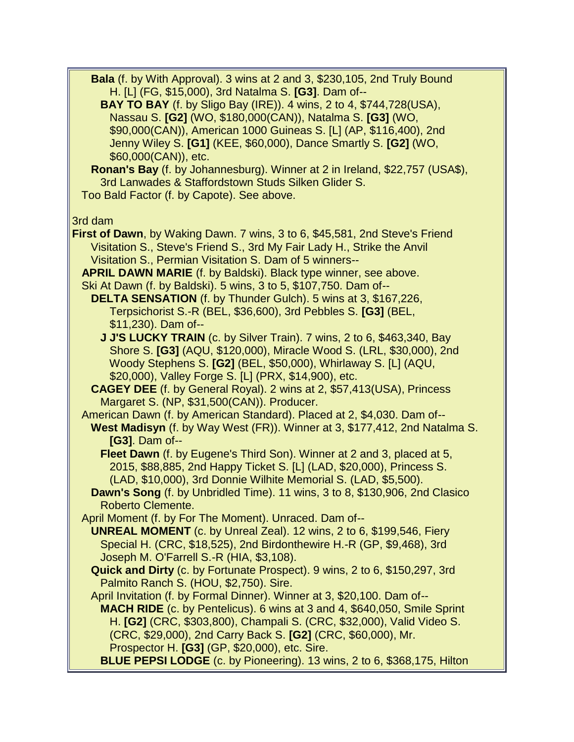**Bala** (f. by With Approval). 3 wins at 2 and 3, $230,105, 2nd Truly Bound H. [L] (FG, $15,000), 3rd Natalma S. **[G3]**. Dam of--

**BAY TO BAY** (f. by Sligo Bay (IRE)). 4 wins, 2 to 4, $744,728(USA), Nassau S. **[G2]** (WO, $180,000(CAN)), Natalma S. **[G3]** (WO, $90,000(CAN)), American 1000 Guineas S. [L] (AP, $116,400), 2nd Jenny Wiley S. **[G1]** (KEE, $60,000), Dance Smartly S. **[G2]** (WO, $60,000(CAN)), etc.

**Ronan's Bay** (f. by Johannesburg). Winner at 2 in Ireland, $22,757 (USA$), 3rd Lanwades & Staffordstown Studs Silken Glider S.

Too Bald Factor (f. by Capote). See above.

3rd dam

**First of Dawn**, by Waking Dawn. 7 wins, 3 to 6, $45,581, 2nd Steve's Friend Visitation S., Steve's Friend S., 3rd My Fair Lady H., Strike the Anvil Visitation S., Permian Visitation S. Dam of 5 winners--

**APRIL DAWN MARIE** (f. by Baldski). Black type winner, see above.

Ski At Dawn (f. by Baldski). 5 wins, 3 to 5, $107,750. Dam of--

**DELTA SENSATION** (f. by Thunder Gulch). 5 wins at 3, $167,226, Terpsichorist S.-R (BEL, $36,600), 3rd Pebbles S. **[G3]** (BEL, $11,230). Dam of--

**J J'S LUCKY TRAIN** (c. by Silver Train). 7 wins, 2 to 6, $463,340, Bay Shore S. **[G3]** (AQU, $120,000), Miracle Wood S. (LRL, $30,000), 2nd Woody Stephens S. **[G2]** (BEL, $50,000), Whirlaway S. [L] (AQU, $20,000), Valley Forge S. [L] (PRX, $14,900), etc.

**CAGEY DEE** (f. by General Royal). 2 wins at 2, $57,413(USA), Princess Margaret S. (NP, $31,500(CAN)). Producer.

American Dawn (f. by American Standard). Placed at 2, $4,030. Dam of--

**West Madisyn** (f. by Way West (FR)). Winner at 3, $177,412, 2nd Natalma S. **[G3]**. Dam of--

**Fleet Dawn** (f. by Eugene's Third Son). Winner at 2 and 3, placed at 5, 2015, $88,885, 2nd Happy Ticket S. [L] (LAD, $20,000), Princess S. (LAD, $10,000), 3rd Donnie Wilhite Memorial S. (LAD, $5,500).

**Dawn's Song** (f. by Unbridled Time). 11 wins, 3 to 8, $130,906, 2nd Clasico Roberto Clemente.

April Moment (f. by For The Moment). Unraced. Dam of--

**UNREAL MOMENT** (c. by Unreal Zeal). 12 wins, 2 to 6, $199,546, Fiery Special H. (CRC, $18,525), 2nd Birdonthewire H.-R (GP, $9,468), 3rd Joseph M. O'Farrell S.-R (HIA, $3,108).

**Quick and Dirty** (c. by Fortunate Prospect). 9 wins, 2 to 6, $150,297, 3rd Palmito Ranch S. (HOU, $2,750). Sire.

April Invitation (f. by Formal Dinner). Winner at 3, $20,100. Dam of--

**MACH RIDE** (c. by Pentelicus). 6 wins at 3 and 4, $640,050, Smile Sprint H. **[G2]** (CRC, $303,800), Champali S. (CRC, $32,000), Valid Video S. (CRC, $29,000), 2nd Carry Back S. **[G2]** (CRC, $60,000), Mr. Prospector H. **[G3]** (GP, $20,000), etc. Sire.

**BLUE PEPSI LODGE** (c. by Pioneering). 13 wins, 2 to 6, $368,175, Hilton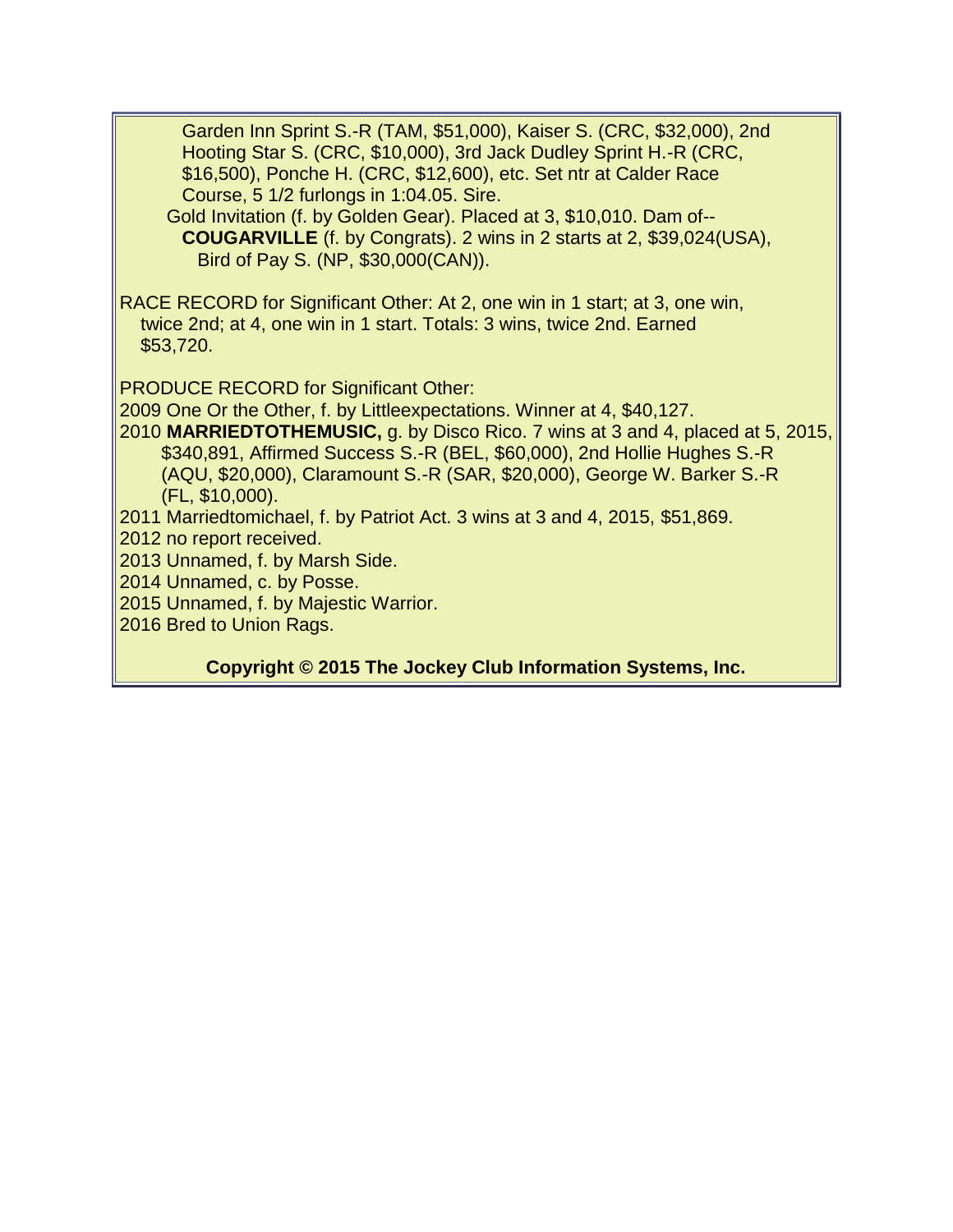Garden Inn Sprint S.-R (TAM, $51,000), Kaiser S. (CRC, $32,000), 2nd Hooting Star S. (CRC, $10,000), 3rd Jack Dudley Sprint H.-R (CRC, $16,500), Ponche H. (CRC, $12,600), etc. Set ntr at Calder Race Course, 5 1/2 furlongs in 1:04.05. Sire.

Gold Invitation (f. by Golden Gear). Placed at 3, $10,010. Dam of--

**COUGARVILLE** (f. by Congrats). 2 wins in 2 starts at 2, $39,024(USA), Bird of Pay S. (NP, $30,000(CAN)).

RACE RECORD for Significant Other: At 2, one win in 1 start; at 3, one win, twice 2nd; at 4, one win in 1 start. Totals: 3 wins, twice 2nd. Earned $53,720.

PRODUCE RECORD for Significant Other:

2009 One Or the Other, f. by Littleexpectations. Winner at 4, $40,127.

2010 **MARRIEDTOTHEMUSIC,** g. by Disco Rico. 7 wins at 3 and 4, placed at 5, 2015, $340,891, Affirmed Success S.-R (BEL, $60,000), 2nd Hollie Hughes S.-R (AQU, $20,000), Claramount S.-R (SAR, $20,000), George W. Barker S.-R (FL, $10,000).

2011 Marriedtomichael, f. by Patriot Act. 3 wins at 3 and 4, 2015, $51,869.

2012 no report received.

2013 Unnamed, f. by Marsh Side.

2014 Unnamed, c. by Posse.

2015 Unnamed, f. by Majestic Warrior.

2016 Bred to Union Rags.

**Copyright © 2015 The Jockey Club Information Systems, Inc.**